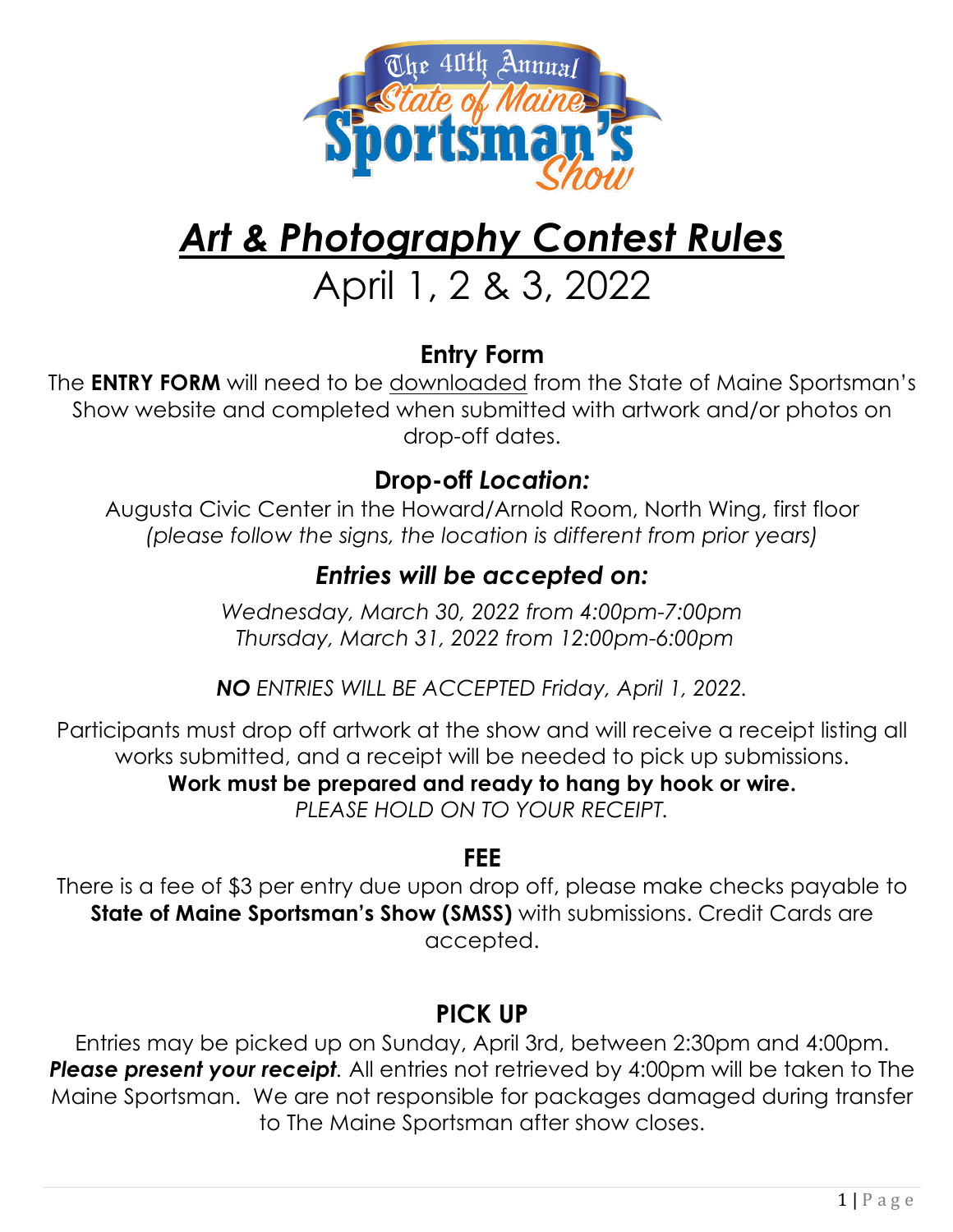The 40th Annual State of Maine Sportsman's Show

# *Art & Photography Contest Rules*

April 1, 2 & 3, 2022

## Entry Form

The **ENTRY FORM** will need to be downloaded from the State of Maine Sportsman's Show website and completed when submitted with artwork and/or photos on drop-off dates.

## Drop-off *Location:*

Augusta Civic Center in the Howard/Arnold Room, North Wing, first floor
*(please follow the signs, the location is different from prior years)*

## *Entries will be accepted on:*

*Wednesday, March 30, 2022 from 4:00pm-7:00pm*
*Thursday, March 31, 2022 from 12:00pm-6:00pm*

***NO** ENTRIES WILL BE ACCEPTED Friday, April 1, 2022.*

Participants must drop off artwork at the show and will receive a receipt listing all works submitted, and a receipt will be needed to pick up submissions.
**Work must be prepared and ready to hang by hook or wire.**
*PLEASE HOLD ON TO YOUR RECEIPT.*

## FEE

There is a fee of $3 per entry due upon drop off, please make checks payable to **State of Maine Sportsman's Show (SMSS)** with submissions. Credit Cards are accepted.

## PICK UP

Entries may be picked up on Sunday, April 3rd, between 2:30pm and 4:00pm. ***Please present your receipt***. All entries not retrieved by 4:00pm will be taken to The Maine Sportsman. We are not responsible for packages damaged during transfer to The Maine Sportsman after show closes.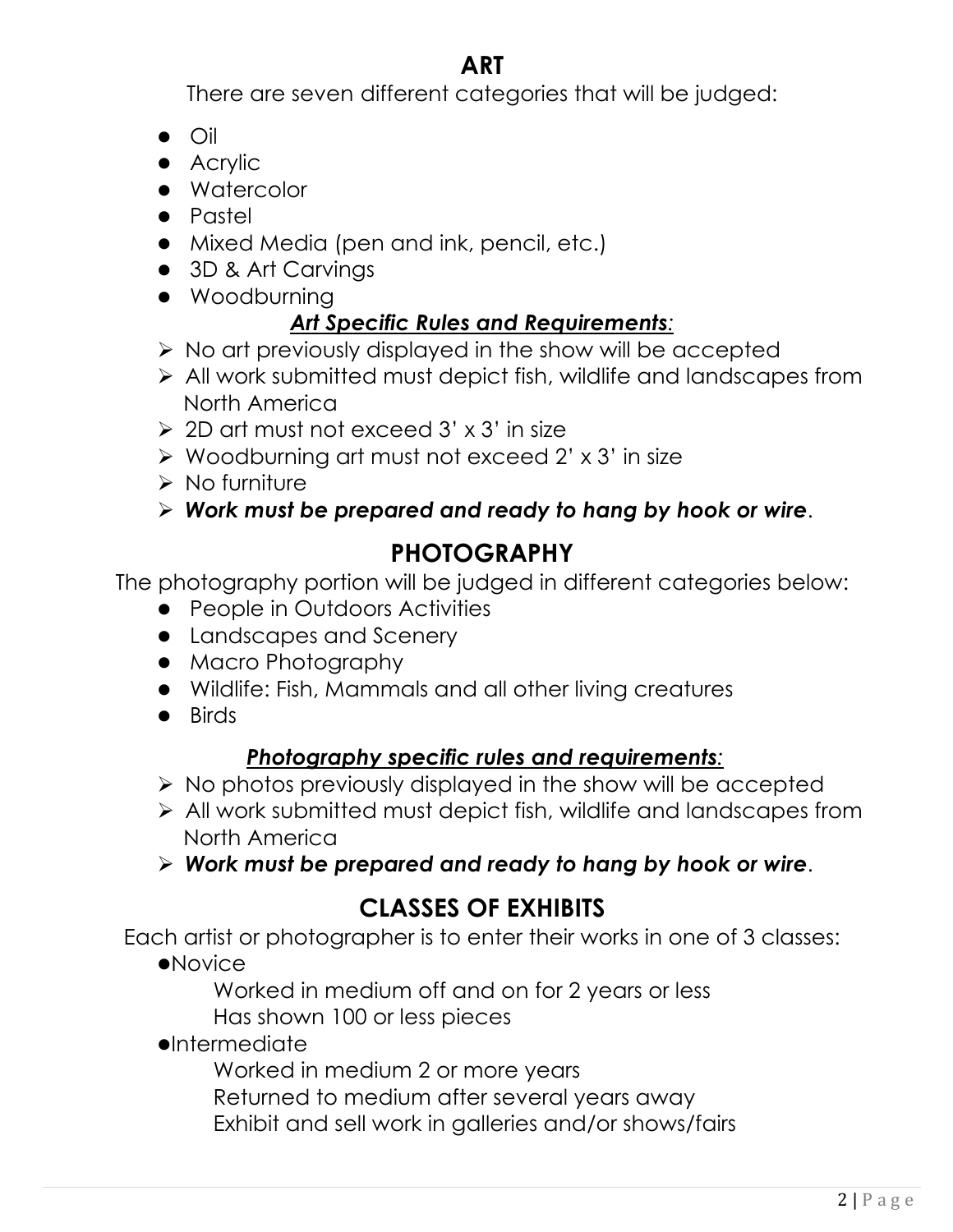## ART

There are seven different categories that will be judged:

- Oil
- Acrylic
- Watercolor
- Pastel
- Mixed Media (pen and ink, pencil, etc.)
- 3D & Art Carvings
- Woodburning

### ***Art Specific Rules and Requirements:***

- No art previously displayed in the show will be accepted
- All work submitted must depict fish, wildlife and landscapes from North America
- 2D art must not exceed 3' x 3' in size
- Woodburning art must not exceed 2' x 3' in size
- No furniture
- ***Work must be prepared and ready to hang by hook or wire***.

## PHOTOGRAPHY

The photography portion will be judged in different categories below:

- People in Outdoors Activities
- Landscapes and Scenery
- Macro Photography
- Wildlife: Fish, Mammals and all other living creatures
- Birds

### ***Photography specific rules and requirements:***

- No photos previously displayed in the show will be accepted
- All work submitted must depict fish, wildlife and landscapes from North America
- ***Work must be prepared and ready to hang by hook or wire***.

## CLASSES OF EXHIBITS

Each artist or photographer is to enter their works in one of 3 classes:

- Novice
  - Worked in medium off and on for 2 years or less
  - Has shown 100 or less pieces
- Intermediate
  - Worked in medium 2 or more years
  - Returned to medium after several years away
  - Exhibit and sell work in galleries and/or shows/fairs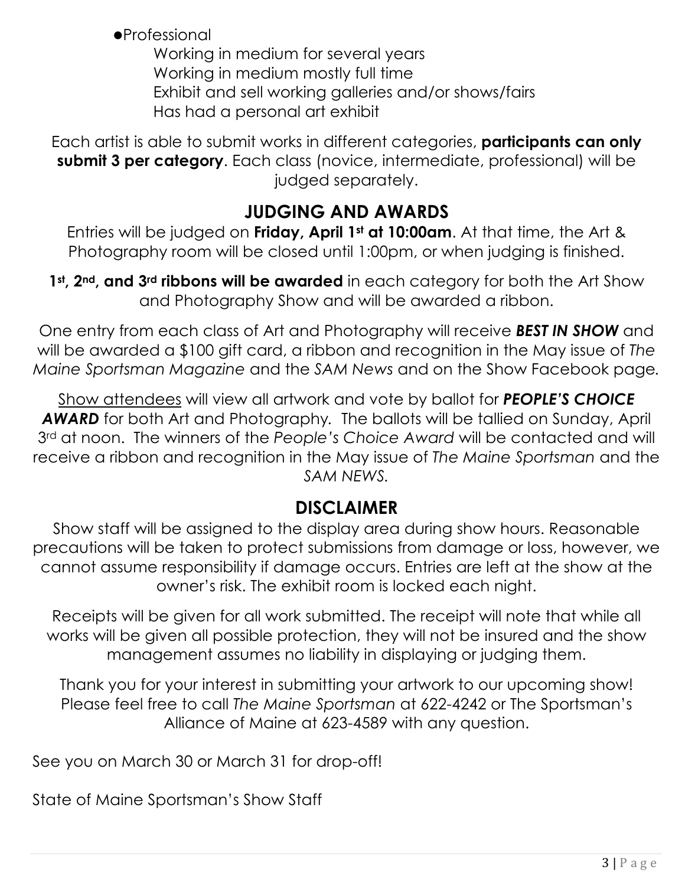- Professional
  - Working in medium for several years
  - Working in medium mostly full time
  - Exhibit and sell working galleries and/or shows/fairs
  - Has had a personal art exhibit

Each artist is able to submit works in different categories, **participants can only submit 3 per category**. Each class (novice, intermediate, professional) will be judged separately.

## JUDGING AND AWARDS

Entries will be judged on **Friday, April 1st at 10:00am**. At that time, the Art & Photography room will be closed until 1:00pm, or when judging is finished.

**1st, 2nd, and 3rd ribbons will be awarded** in each category for both the Art Show and Photography Show and will be awarded a ribbon.

One entry from each class of Art and Photography will receive ***BEST IN SHOW*** and will be awarded a $100 gift card, a ribbon and recognition in the May issue of *The Maine Sportsman Magazine* and the *SAM News* and on the Show Facebook page.

Show attendees will view all artwork and vote by ballot for ***PEOPLE'S CHOICE AWARD*** for both Art and Photography. The ballots will be tallied on Sunday, April 3rd at noon. The winners of the *People's Choice Award* will be contacted and will receive a ribbon and recognition in the May issue of *The Maine Sportsman* and the *SAM NEWS.*

## DISCLAIMER

Show staff will be assigned to the display area during show hours. Reasonable precautions will be taken to protect submissions from damage or loss, however, we cannot assume responsibility if damage occurs. Entries are left at the show at the owner's risk. The exhibit room is locked each night.

Receipts will be given for all work submitted. The receipt will note that while all works will be given all possible protection, they will not be insured and the show management assumes no liability in displaying or judging them.

Thank you for your interest in submitting your artwork to our upcoming show! Please feel free to call *The Maine Sportsman* at 622-4242 or The Sportsman's Alliance of Maine at 623-4589 with any question.

See you on March 30 or March 31 for drop-off!

State of Maine Sportsman's Show Staff